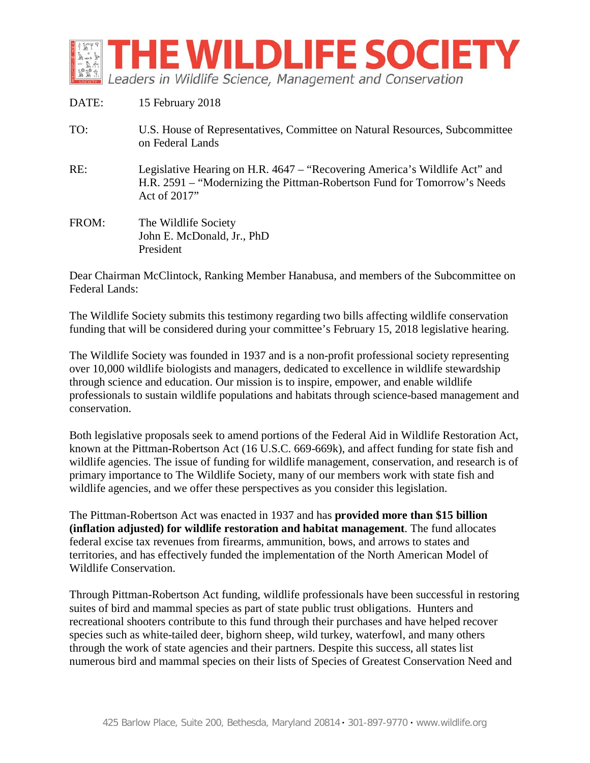# THE WILDLIFE SOCIETY

*Leaders in Wildlife Science, Management and Conservation*

DATE: 15 February 2018

TO: U.S. House of Representatives, Committee on Natural Resources, Subcommittee on Federal Lands

RE: Legislative Hearing on H.R. 4647 – "Recovering America's Wildlife Act" and H.R. 2591 – "Modernizing the Pittman-Robertson Fund for Tomorrow's Needs Act of 2017"

FROM: The Wildlife Society
John E. McDonald, Jr., PhD
President

Dear Chairman McClintock, Ranking Member Hanabusa, and members of the Subcommittee on Federal Lands:

The Wildlife Society submits this testimony regarding two bills affecting wildlife conservation funding that will be considered during your committee's February 15, 2018 legislative hearing.

The Wildlife Society was founded in 1937 and is a non-profit professional society representing over 10,000 wildlife biologists and managers, dedicated to excellence in wildlife stewardship through science and education. Our mission is to inspire, empower, and enable wildlife professionals to sustain wildlife populations and habitats through science-based management and conservation.

Both legislative proposals seek to amend portions of the Federal Aid in Wildlife Restoration Act, known at the Pittman-Robertson Act (16 U.S.C. 669-669k), and affect funding for state fish and wildlife agencies. The issue of funding for wildlife management, conservation, and research is of primary importance to The Wildlife Society, many of our members work with state fish and wildlife agencies, and we offer these perspectives as you consider this legislation.

The Pittman-Robertson Act was enacted in 1937 and has **provided more than $15 billion (inflation adjusted) for wildlife restoration and habitat management**. The fund allocates federal excise tax revenues from firearms, ammunition, bows, and arrows to states and territories, and has effectively funded the implementation of the North American Model of Wildlife Conservation.

Through Pittman-Robertson Act funding, wildlife professionals have been successful in restoring suites of bird and mammal species as part of state public trust obligations. Hunters and recreational shooters contribute to this fund through their purchases and have helped recover species such as white-tailed deer, bighorn sheep, wild turkey, waterfowl, and many others through the work of state agencies and their partners. Despite this success, all states list numerous bird and mammal species on their lists of Species of Greatest Conservation Need and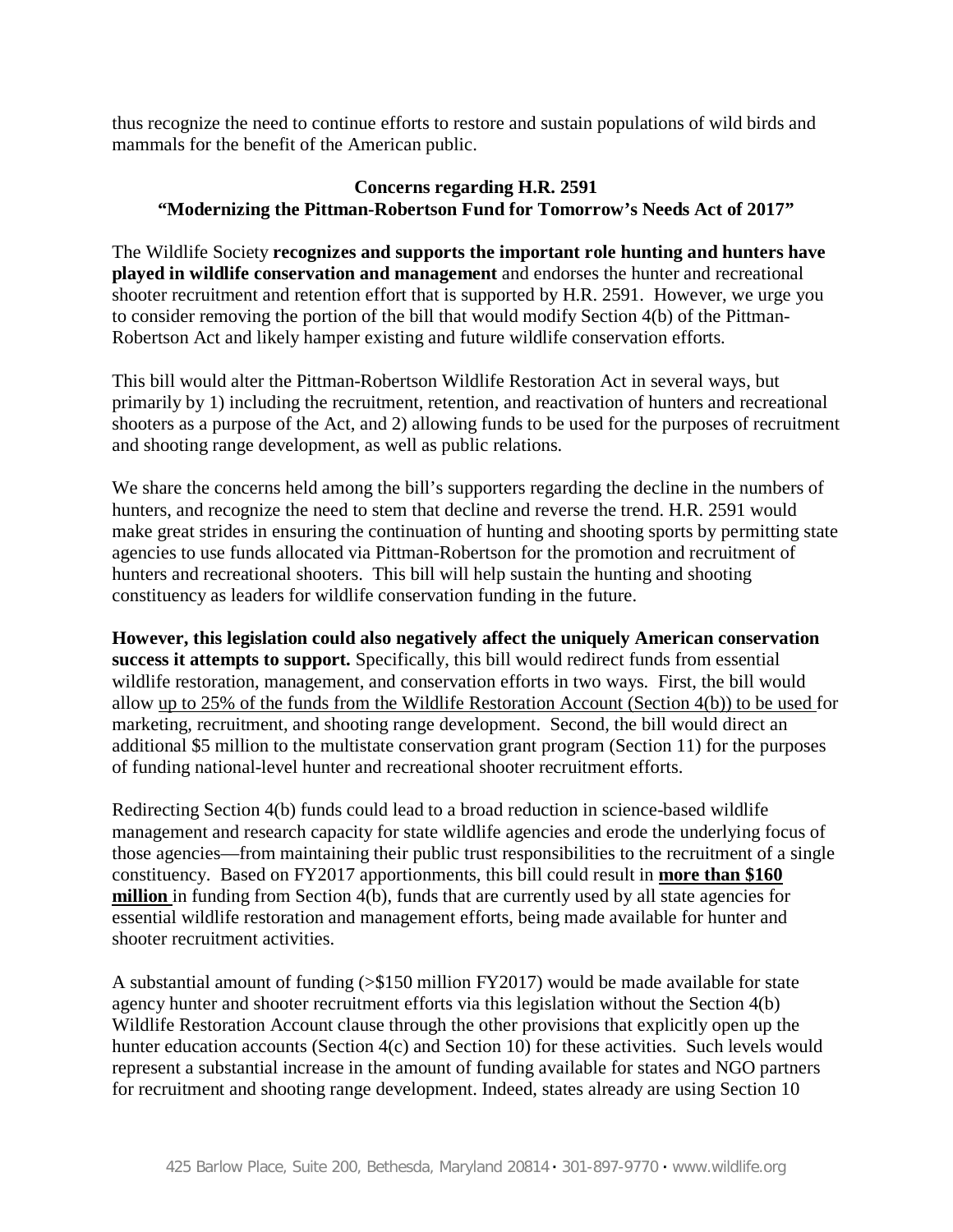thus recognize the need to continue efforts to restore and sustain populations of wild birds and mammals for the benefit of the American public.

**Concerns regarding H.R. 2591**
**"Modernizing the Pittman-Robertson Fund for Tomorrow's Needs Act of 2017"**

The Wildlife Society **recognizes and supports the important role hunting and hunters have played in wildlife conservation and management** and endorses the hunter and recreational shooter recruitment and retention effort that is supported by H.R. 2591. However, we urge you to consider removing the portion of the bill that would modify Section 4(b) of the Pittman-Robertson Act and likely hamper existing and future wildlife conservation efforts.

This bill would alter the Pittman-Robertson Wildlife Restoration Act in several ways, but primarily by 1) including the recruitment, retention, and reactivation of hunters and recreational shooters as a purpose of the Act, and 2) allowing funds to be used for the purposes of recruitment and shooting range development, as well as public relations.

We share the concerns held among the bill's supporters regarding the decline in the numbers of hunters, and recognize the need to stem that decline and reverse the trend. H.R. 2591 would make great strides in ensuring the continuation of hunting and shooting sports by permitting state agencies to use funds allocated via Pittman-Robertson for the promotion and recruitment of hunters and recreational shooters. This bill will help sustain the hunting and shooting constituency as leaders for wildlife conservation funding in the future.

**However, this legislation could also negatively affect the uniquely American conservation success it attempts to support.** Specifically, this bill would redirect funds from essential wildlife restoration, management, and conservation efforts in two ways. First, the bill would allow <u>up to 25% of the funds from the Wildlife Restoration Account (Section 4(b)) to be used</u> for marketing, recruitment, and shooting range development. Second, the bill would direct an additional $5 million to the multistate conservation grant program (Section 11) for the purposes of funding national-level hunter and recreational shooter recruitment efforts.

Redirecting Section 4(b) funds could lead to a broad reduction in science-based wildlife management and research capacity for state wildlife agencies and erode the underlying focus of those agencies—from maintaining their public trust responsibilities to the recruitment of a single constituency. Based on FY2017 apportionments, this bill could result in <u>**more than $160 million**</u> in funding from Section 4(b), funds that are currently used by all state agencies for essential wildlife restoration and management efforts, being made available for hunter and shooter recruitment activities.

A substantial amount of funding (>$150 million FY2017) would be made available for state agency hunter and shooter recruitment efforts via this legislation without the Section 4(b) Wildlife Restoration Account clause through the other provisions that explicitly open up the hunter education accounts (Section 4(c) and Section 10) for these activities. Such levels would represent a substantial increase in the amount of funding available for states and NGO partners for recruitment and shooting range development. Indeed, states already are using Section 10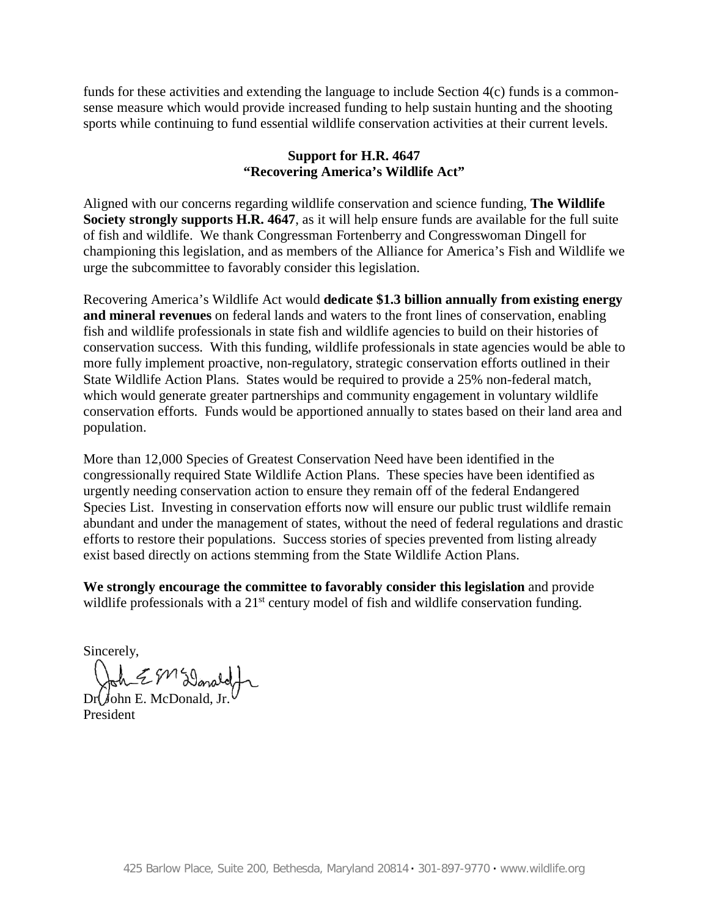funds for these activities and extending the language to include Section 4(c) funds is a common-sense measure which would provide increased funding to help sustain hunting and the shooting sports while continuing to fund essential wildlife conservation activities at their current levels.

**Support for H.R. 4647**
**"Recovering America's Wildlife Act"**

Aligned with our concerns regarding wildlife conservation and science funding, **The Wildlife Society strongly supports H.R. 4647**, as it will help ensure funds are available for the full suite of fish and wildlife. We thank Congressman Fortenberry and Congresswoman Dingell for championing this legislation, and as members of the Alliance for America's Fish and Wildlife we urge the subcommittee to favorably consider this legislation.

Recovering America's Wildlife Act would **dedicate \$1.3 billion annually from existing energy and mineral revenues** on federal lands and waters to the front lines of conservation, enabling fish and wildlife professionals in state fish and wildlife agencies to build on their histories of conservation success. With this funding, wildlife professionals in state agencies would be able to more fully implement proactive, non-regulatory, strategic conservation efforts outlined in their State Wildlife Action Plans. States would be required to provide a 25% non-federal match, which would generate greater partnerships and community engagement in voluntary wildlife conservation efforts. Funds would be apportioned annually to states based on their land area and population.

More than 12,000 Species of Greatest Conservation Need have been identified in the congressionally required State Wildlife Action Plans. These species have been identified as urgently needing conservation action to ensure they remain off of the federal Endangered Species List. Investing in conservation efforts now will ensure our public trust wildlife remain abundant and under the management of states, without the need of federal regulations and drastic efforts to restore their populations. Success stories of species prevented from listing already exist based directly on actions stemming from the State Wildlife Action Plans.

**We strongly encourage the committee to favorably consider this legislation** and provide wildlife professionals with a 21st century model of fish and wildlife conservation funding.

Sincerely,

Dr. John E. McDonald, Jr.
President

425 Barlow Place, Suite 200, Bethesda, Maryland 20814 · 301-897-9770 · www.wildlife.org